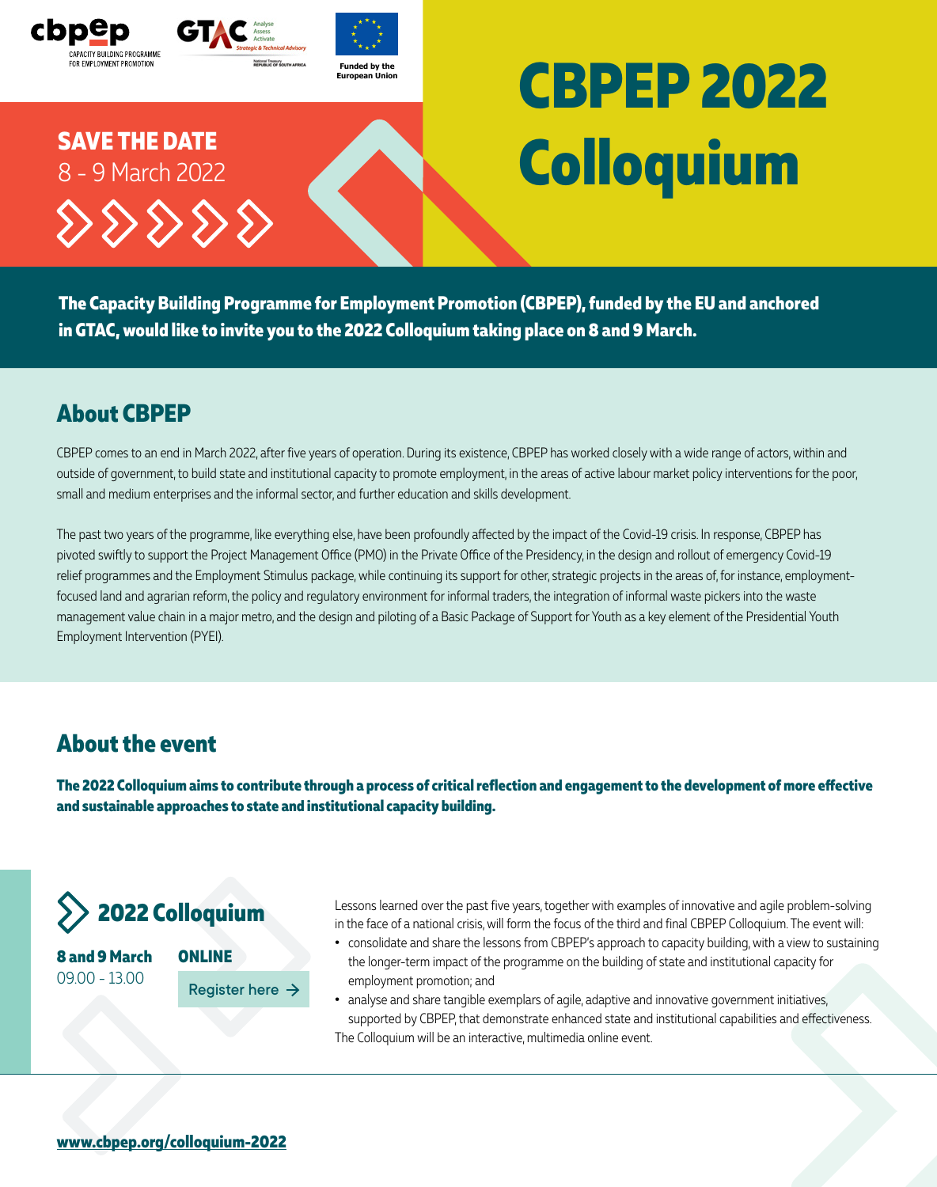cbpep
CAPACITY BUILDING PROGRAMME FOR EMPLOYMENT PROMOTION

GTAC Analyse Assess Activate
Strategic & Technical Advisory
National Treasury REPUBLIC OF SOUTH AFRICA

Funded by the European Union

**SAVE THE DATE**
8 - 9 March 2022

# CBPEP 2022 Colloquium

**The Capacity Building Programme for Employment Promotion (CBPEP), funded by the EU and anchored in GTAC, would like to invite you to the 2022 Colloquium taking place on 8 and 9 March.**

## About CBPEP

CBPEP comes to an end in March 2022, after five years of operation. During its existence, CBPEP has worked closely with a wide range of actors, within and outside of government, to build state and institutional capacity to promote employment, in the areas of active labour market policy interventions for the poor, small and medium enterprises and the informal sector, and further education and skills development.

The past two years of the programme, like everything else, have been profoundly affected by the impact of the Covid-19 crisis. In response, CBPEP has pivoted swiftly to support the Project Management Office (PMO) in the Private Office of the Presidency, in the design and rollout of emergency Covid-19 relief programmes and the Employment Stimulus package, while continuing its support for other, strategic projects in the areas of, for instance, employment-focused land and agrarian reform, the policy and regulatory environment for informal traders, the integration of informal waste pickers into the waste management value chain in a major metro, and the design and piloting of a Basic Package of Support for Youth as a key element of the Presidential Youth Employment Intervention (PYEI).

## About the event

**The 2022 Colloquium aims to contribute through a process of critical reflection and engagement to the development of more effective and sustainable approaches to state and institutional capacity building.**

### 2022 Colloquium

**8 and 9 March**
09.00 - 13.00

**ONLINE**
Register here →

Lessons learned over the past five years, together with examples of innovative and agile problem-solving in the face of a national crisis, will form the focus of the third and final CBPEP Colloquium. The event will:

- consolidate and share the lessons from CBPEP's approach to capacity building, with a view to sustaining the longer-term impact of the programme on the building of state and institutional capacity for employment promotion; and
- analyse and share tangible exemplars of agile, adaptive and innovative government initiatives, supported by CBPEP, that demonstrate enhanced state and institutional capabilities and effectiveness.

The Colloquium will be an interactive, multimedia online event.

**www.cbpep.org/colloquium-2022**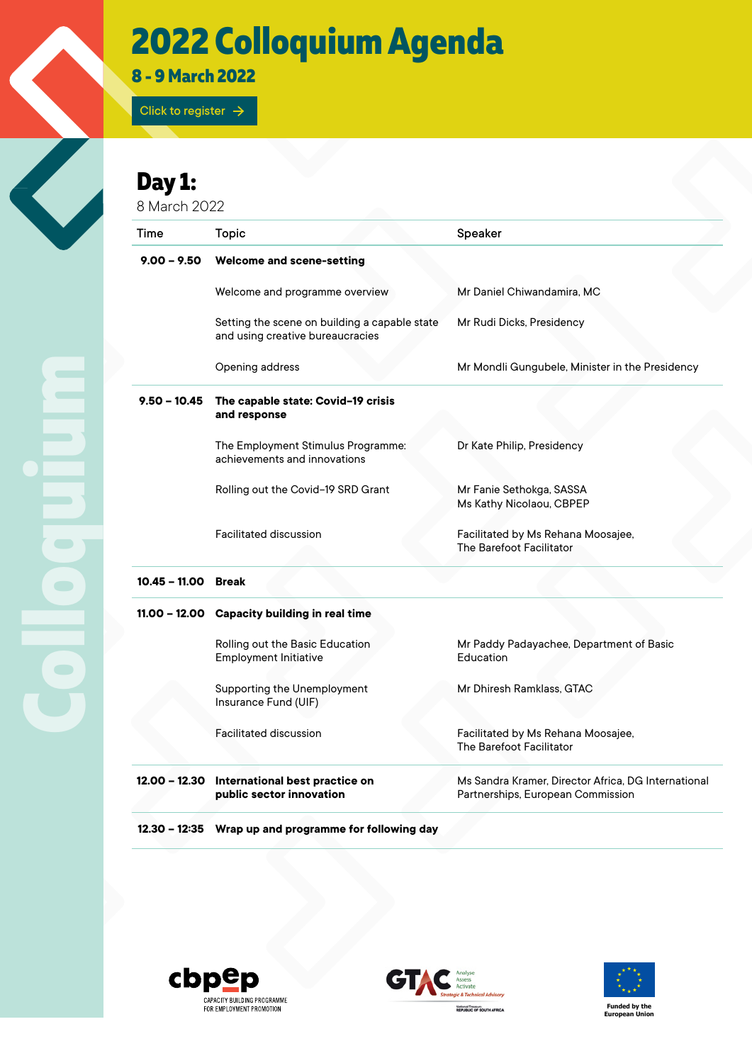# 2022 Colloquium Agenda

## 8 - 9 March 2022

Click to register →

## Day 1:

8 March 2022

| Time | Topic | Speaker |
|---|---|---|
| **9.00 – 9.50** | **Welcome and scene-setting** | |
| | Welcome and programme overview | Mr Daniel Chiwandamira, MC |
| | Setting the scene on building a capable state and using creative bureaucracies | Mr Rudi Dicks, Presidency |
| | Opening address | Mr Mondli Gungubele, Minister in the Presidency |
| **9.50 – 10.45** | **The capable state: Covid-19 crisis and response** | |
| | The Employment Stimulus Programme: achievements and innovations | Dr Kate Philip, Presidency |
| | Rolling out the Covid-19 SRD Grant | Mr Fanie Sethokga, SASSA<br>Ms Kathy Nicolaou, CBPEP |
| | Facilitated discussion | Facilitated by Ms Rehana Moosajee, The Barefoot Facilitator |
| **10.45 – 11.00** | **Break** | |
| **11.00 – 12.00** | **Capacity building in real time** | |
| | Rolling out the Basic Education Employment Initiative | Mr Paddy Padayachee, Department of Basic Education |
| | Supporting the Unemployment Insurance Fund (UIF) | Mr Dhiresh Ramklass, GTAC |
| | Facilitated discussion | Facilitated by Ms Rehana Moosajee, The Barefoot Facilitator |
| **12.00 – 12.30** | **International best practice on public sector innovation** | Ms Sandra Kramer, Director Africa, DG International Partnerships, European Commission |
| **12.30 – 12:35** | **Wrap up and programme for following day** | |

cbpep CAPACITY BUILDING PROGRAMME FOR EMPLOYMENT PROMOTION

GTAC Analyse Assess Activate Strategic & Technical Advisory

Funded by the European Union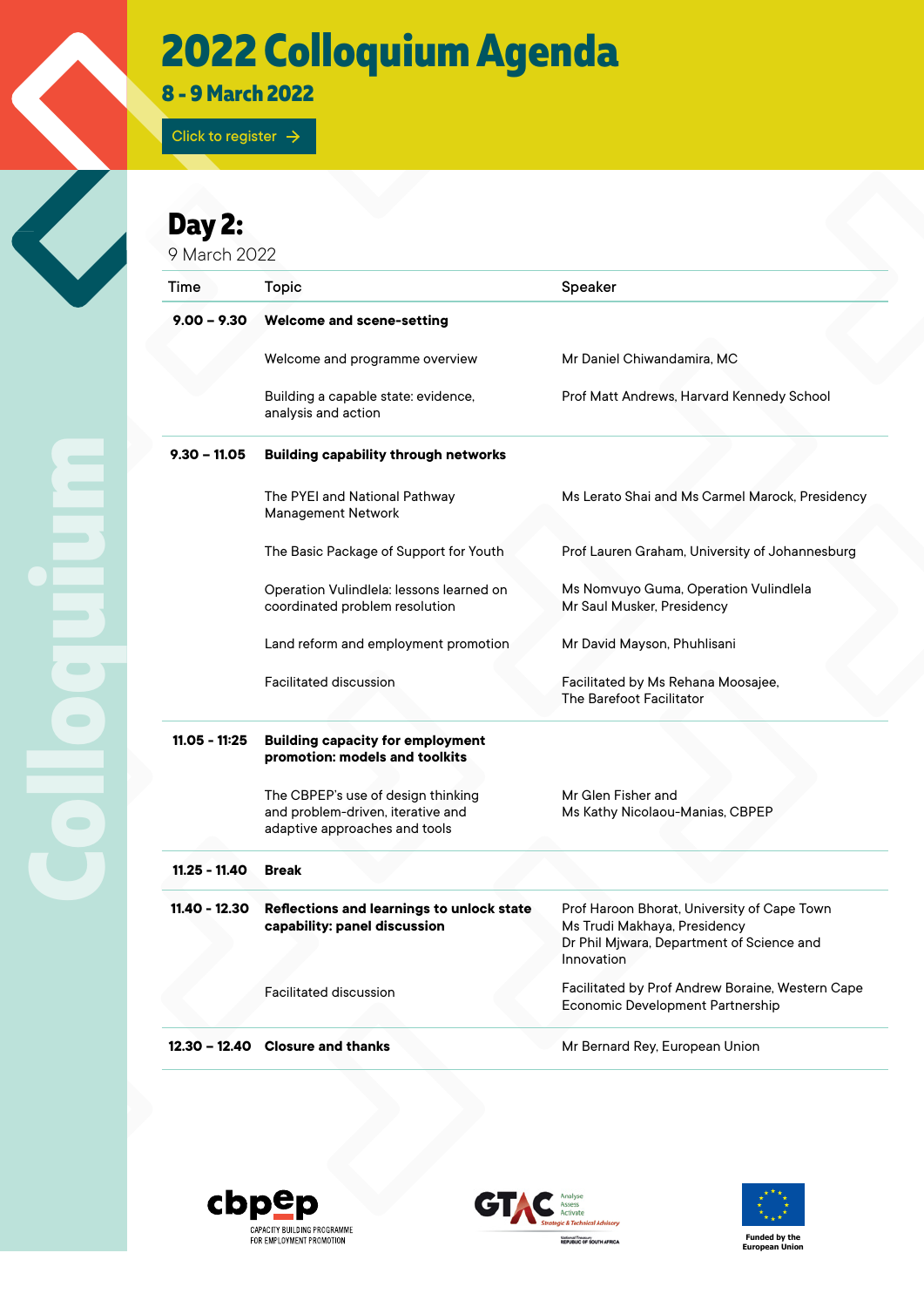# 2022 Colloquium Agenda

## 8 - 9 March 2022

Click to register →

## Day 2:

9 March 2022

| Time | Topic | Speaker |
|---|---|---|
| **9.00 – 9.30** | **Welcome and scene-setting** | |
| | Welcome and programme overview | Mr Daniel Chiwandamira, MC |
| | Building a capable state: evidence, analysis and action | Prof Matt Andrews, Harvard Kennedy School |
| **9.30 – 11.05** | **Building capability through networks** | |
| | The PYEI and National Pathway Management Network | Ms Lerato Shai and Ms Carmel Marock, Presidency |
| | The Basic Package of Support for Youth | Prof Lauren Graham, University of Johannesburg |
| | Operation Vulindlela: lessons learned on coordinated problem resolution | Ms Nomvuyo Guma, Operation Vulindlela<br>Mr Saul Musker, Presidency |
| | Land reform and employment promotion | Mr David Mayson, Phuhlisani |
| | Facilitated discussion | Facilitated by Ms Rehana Moosajee, The Barefoot Facilitator |
| **11.05 - 11:25** | **Building capacity for employment promotion: models and toolkits** | |
| | The CBPEP's use of design thinking and problem-driven, iterative and adaptive approaches and tools | Mr Glen Fisher and Ms Kathy Nicolaou-Manias, CBPEP |
| **11.25 - 11.40** | **Break** | |
| **11.40 - 12.30** | **Reflections and learnings to unlock state capability: panel discussion** | Prof Haroon Bhorat, University of Cape Town<br>Ms Trudi Makhaya, Presidency<br>Dr Phil Mjwara, Department of Science and Innovation |
| | Facilitated discussion | Facilitated by Prof Andrew Boraine, Western Cape Economic Development Partnership |
| **12.30 – 12.40** | **Closure and thanks** | Mr Bernard Rey, European Union |

cbpep CAPACITY BUILDING PROGRAMME FOR EMPLOYMENT PROMOTION

GTAC Analyse Assess Activate Strategic & Technical Advisory

Funded by the European Union